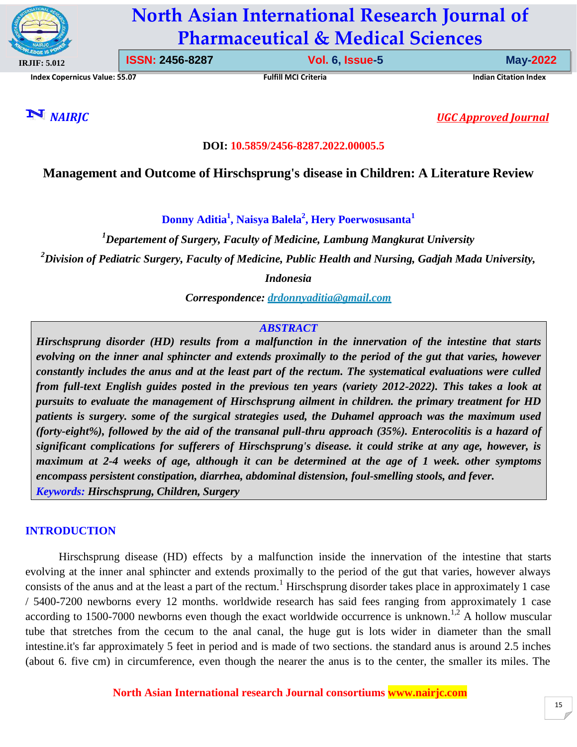DOI: 10.5859/2456-8287.2022.00005.5

# Management and Outcome of Hirschsprung's disease in Children: A Literature Review

**Donny Aditia[1], Naisya Balela[2], Hery Poerwosusanta[1]**

*[1]Departement of Surgery, Faculty of Medicine, Lambung Mangkurat University*

*[2]Division of Pediatric Surgery, Faculty of Medicine, Public Health and Nursing, Gadjah Mada University, Indonesia*

*Correspondence: drdonnyaditia@gmail.com*

## ABSTRACT

***Hirschsprung disorder (HD) results from a malfunction in the innervation of the intestine that starts evolving on the inner anal sphincter and extends proximally to the period of the gut that varies, however constantly includes the anus and at the least part of the rectum. The systematical evaluations were culled from full-text English guides posted in the previous ten years (variety 2012-2022). This takes a look at pursuits to evaluate the management of Hirschsprung ailment in children. the primary treatment for HD patients is surgery. some of the surgical strategies used, the Duhamel approach was the maximum used (forty-eight%), followed by the aid of the transanal pull-thru approach (35%). Enterocolitis is a hazard of significant complications for sufferers of Hirschsprung's disease. it could strike at any age, however, is maximum at 2-4 weeks of age, although it can be determined at the age of 1 week. other symptoms encompass persistent constipation, diarrhea, abdominal distension, foul-smelling stools, and fever.***

***Keywords:*** ***Hirschsprung, Children, Surgery***

## INTRODUCTION

Hirschsprung disease (HD) effects by a malfunction inside the innervation of the intestine that starts evolving at the inner anal sphincter and extends proximally to the period of the gut that varies, however always consists of the anus and at the least a part of the rectum.[1] Hirschsprung disorder takes place in approximately 1 case / 5400-7200 newborns every 12 months. worldwide research has said fees ranging from approximately 1 case according to 1500-7000 newborns even though the exact worldwide occurrence is unknown.[1,2] A hollow muscular tube that stretches from the cecum to the anal canal, the huge gut is lots wider in diameter than the small intestine.it's far approximately 5 feet in period and is made of two sections. the standard anus is around 2.5 inches (about 6. five cm) in circumference, even though the nearer the anus is to the center, the smaller its miles. The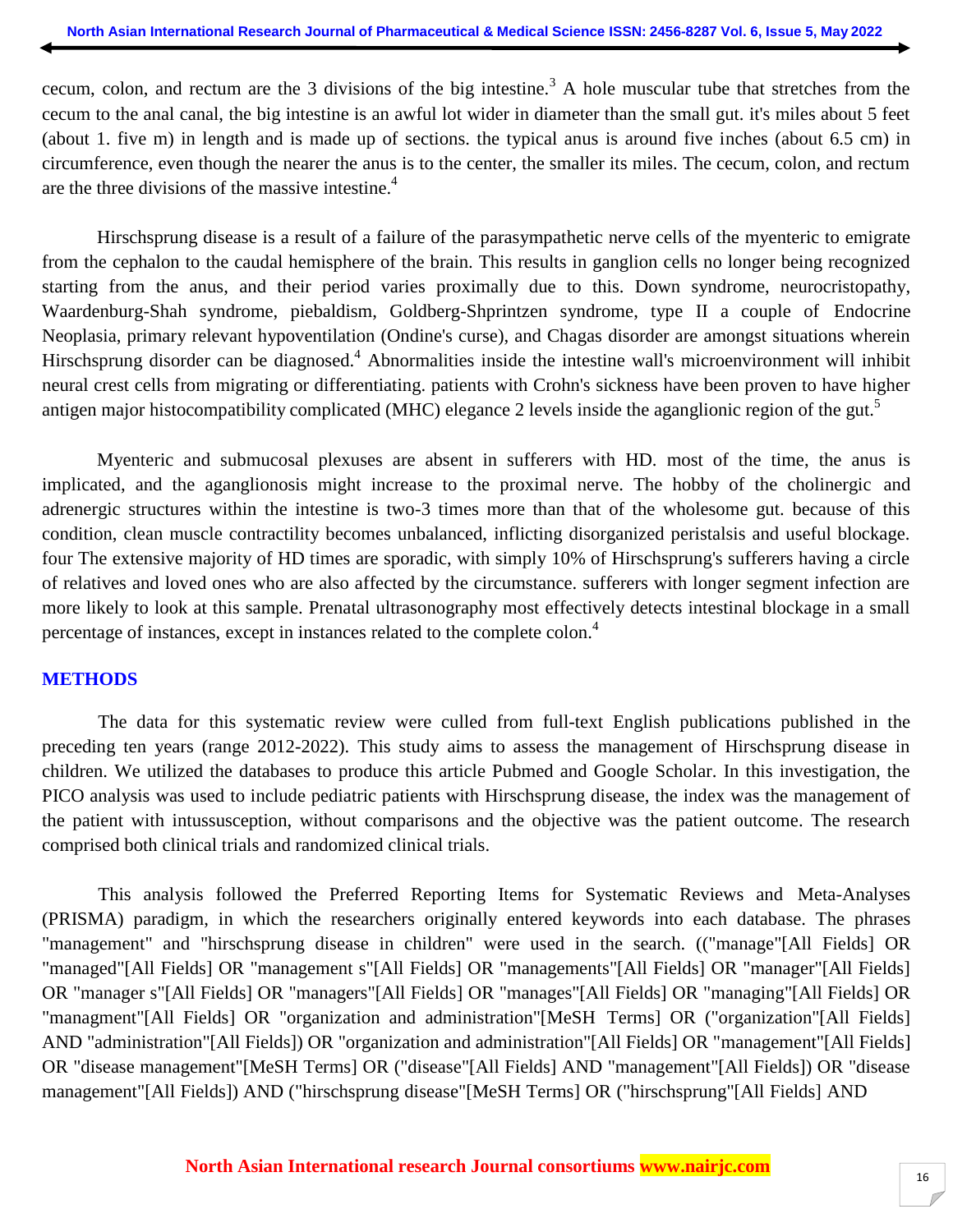cecum, colon, and rectum are the 3 divisions of the big intestine.[3] A hole muscular tube that stretches from the cecum to the anal canal, the big intestine is an awful lot wider in diameter than the small gut. it's miles about 5 feet (about 1. five m) in length and is made up of sections. the typical anus is around five inches (about 6.5 cm) in circumference, even though the nearer the anus is to the center, the smaller its miles. The cecum, colon, and rectum are the three divisions of the massive intestine.[4]

Hirschsprung disease is a result of a failure of the parasympathetic nerve cells of the myenteric to emigrate from the cephalon to the caudal hemisphere of the brain. This results in ganglion cells no longer being recognized starting from the anus, and their period varies proximally due to this. Down syndrome, neurocristopathy, Waardenburg-Shah syndrome, piebaldism, Goldberg-Shprintzen syndrome, type II a couple of Endocrine Neoplasia, primary relevant hypoventilation (Ondine's curse), and Chagas disorder are amongst situations wherein Hirschsprung disorder can be diagnosed.[4] Abnormalities inside the intestine wall's microenvironment will inhibit neural crest cells from migrating or differentiating. patients with Crohn's sickness have been proven to have higher antigen major histocompatibility complicated (MHC) elegance 2 levels inside the aganglionic region of the gut.[5]

Myenteric and submucosal plexuses are absent in sufferers with HD. most of the time, the anus is implicated, and the aganglionosis might increase to the proximal nerve. The hobby of the cholinergic and adrenergic structures within the intestine is two-3 times more than that of the wholesome gut. because of this condition, clean muscle contractility becomes unbalanced, inflicting disorganized peristalsis and useful blockage. four The extensive majority of HD times are sporadic, with simply 10% of Hirschsprung's sufferers having a circle of relatives and loved ones who are also affected by the circumstance. sufferers with longer segment infection are more likely to look at this sample. Prenatal ultrasonography most effectively detects intestinal blockage in a small percentage of instances, except in instances related to the complete colon.[4]

## METHODS

The data for this systematic review were culled from full-text English publications published in the preceding ten years (range 2012-2022). This study aims to assess the management of Hirschsprung disease in children. We utilized the databases to produce this article Pubmed and Google Scholar. In this investigation, the PICO analysis was used to include pediatric patients with Hirschsprung disease, the index was the management of the patient with intussusception, without comparisons and the objective was the patient outcome. The research comprised both clinical trials and randomized clinical trials.

This analysis followed the Preferred Reporting Items for Systematic Reviews and Meta-Analyses (PRISMA) paradigm, in which the researchers originally entered keywords into each database. The phrases "management" and "hirschsprung disease in children" were used in the search. (("manage"[All Fields] OR "managed"[All Fields] OR "management s"[All Fields] OR "managements"[All Fields] OR "manager"[All Fields] OR "manager s"[All Fields] OR "managers"[All Fields] OR "manages"[All Fields] OR "managing"[All Fields] OR "managment"[All Fields] OR "organization and administration"[MeSH Terms] OR ("organization"[All Fields] AND "administration"[All Fields]) OR "organization and administration"[All Fields] OR "management"[All Fields] OR "disease management"[MeSH Terms] OR ("disease"[All Fields] AND "management"[All Fields]) OR "disease management"[All Fields]) AND ("hirschsprung disease"[MeSH Terms] OR ("hirschsprung"[All Fields] AND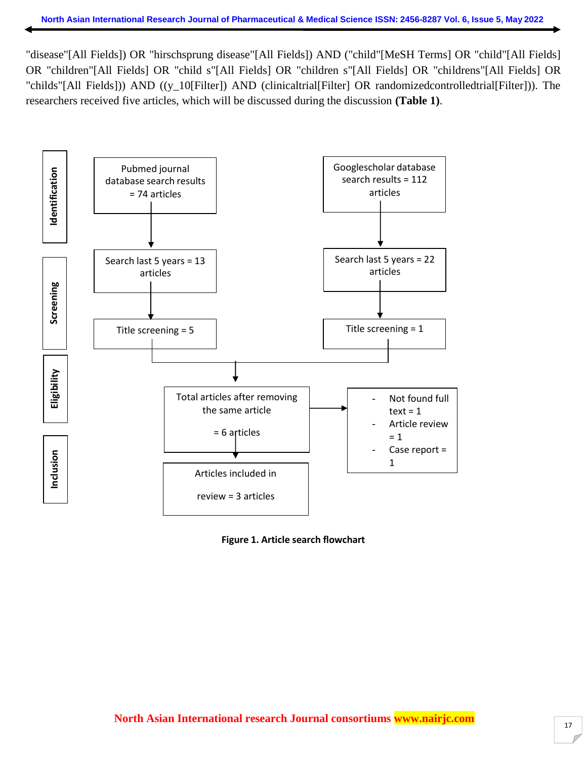"disease"[All Fields]) OR "hirschsprung disease"[All Fields]) AND ("child"[MeSH Terms] OR "child"[All Fields] OR "children"[All Fields] OR "child s"[All Fields] OR "children s"[All Fields] OR "childrens"[All Fields] OR "childs"[All Fields])) AND ((y_10[Filter]) AND (clinicaltrial[Filter] OR randomizedcontrolledtrial[Filter])). The researchers received five articles, which will be discussed during the discussion **(Table 1)**.

**Identification**

- Pubmed journal database search results = 74 articles
- Googlescholar database search results = 112 articles

**Screening**

- Search last 5 years = 13 articles → Title screening = 5
- Search last 5 years = 22 articles → Title screening = 1

**Eligibility**

- Total articles after removing the same article = 6 articles
  - Not found full text = 1
  - Article review = 1
  - Case report = 1

**Inclusion**

- Articles included in review = 3 articles

**Figure 1. Article search flowchart**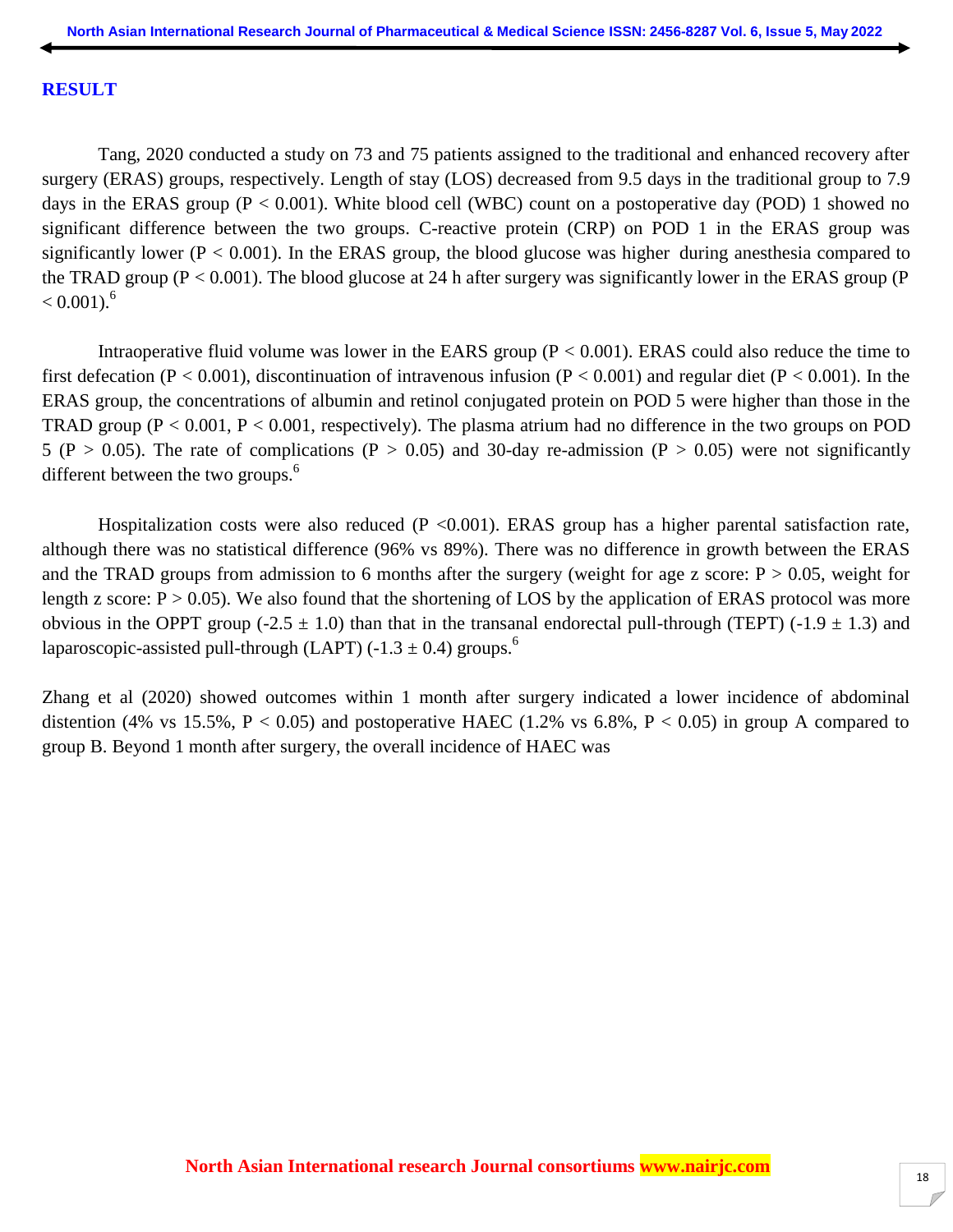## RESULT

Tang, 2020 conducted a study on 73 and 75 patients assigned to the traditional and enhanced recovery after surgery (ERAS) groups, respectively. Length of stay (LOS) decreased from 9.5 days in the traditional group to 7.9 days in the ERAS group ($P < 0.001$). White blood cell (WBC) count on a postoperative day (POD) 1 showed no significant difference between the two groups. C-reactive protein (CRP) on POD 1 in the ERAS group was significantly lower ($P < 0.001$). In the ERAS group, the blood glucose was higher during anesthesia compared to the TRAD group ($P < 0.001$). The blood glucose at 24 h after surgery was significantly lower in the ERAS group ($P < 0.001$).[6]

Intraoperative fluid volume was lower in the EARS group ($P < 0.001$). ERAS could also reduce the time to first defecation ($P < 0.001$), discontinuation of intravenous infusion ($P < 0.001$) and regular diet ($P < 0.001$). In the ERAS group, the concentrations of albumin and retinol conjugated protein on POD 5 were higher than those in the TRAD group ($P < 0.001$, $P < 0.001$, respectively). The plasma atrium had no difference in the two groups on POD 5 ($P > 0.05$). The rate of complications ($P > 0.05$) and 30-day re-admission ($P > 0.05$) were not significantly different between the two groups.[6]

Hospitalization costs were also reduced ($P <0.001$). ERAS group has a higher parental satisfaction rate, although there was no statistical difference (96% vs 89%). There was no difference in growth between the ERAS and the TRAD groups from admission to 6 months after the surgery (weight for age z score: $P > 0.05$, weight for length z score: $P > 0.05$). We also found that the shortening of LOS by the application of ERAS protocol was more obvious in the OPPT group ($-2.5 \pm 1.0$) than that in the transanal endorectal pull-through (TEPT) ($-1.9 \pm 1.3$) and laparoscopic-assisted pull-through (LAPT) ($-1.3 \pm 0.4$) groups.[6]

Zhang et al (2020) showed outcomes within 1 month after surgery indicated a lower incidence of abdominal distention (4% vs 15.5%, $P < 0.05$) and postoperative HAEC (1.2% vs 6.8%, $P < 0.05$) in group A compared to group B. Beyond 1 month after surgery, the overall incidence of HAEC was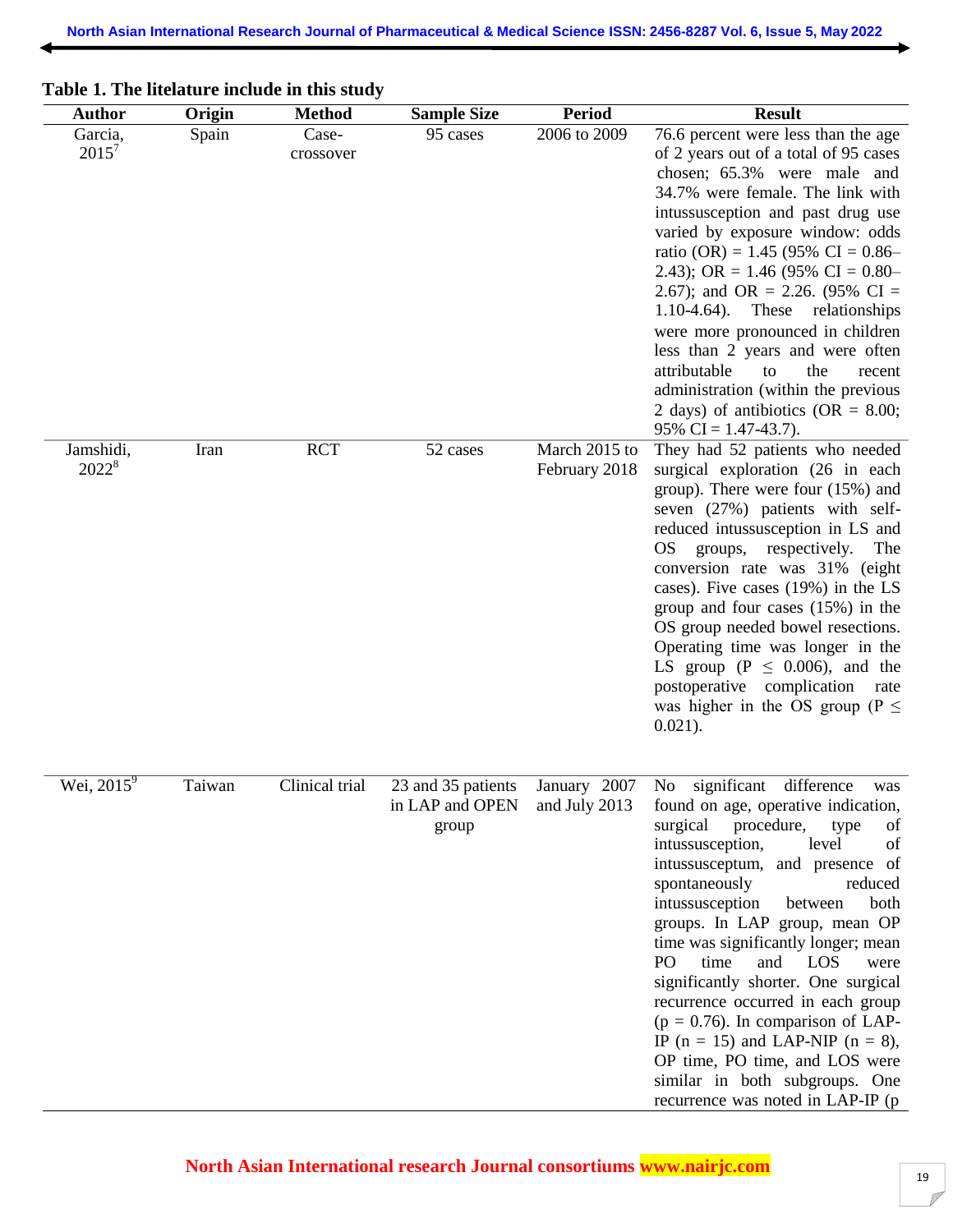**Table 1. The litelature include in this study**

| Author | Origin | Method | Sample Size | Period | Result |
|---|---|---|---|---|---|
| Garcia, 2015[7] | Spain | Case-crossover | 95 cases | 2006 to 2009 | 76.6 percent were less than the age of 2 years out of a total of 95 cases chosen; 65.3% were male and 34.7% were female. The link with intussusception and past drug use varied by exposure window: odds ratio (OR) = 1.45 (95% CI = 0.86–2.43); OR = 1.46 (95% CI = 0.80–2.67); and OR = 2.26. (95% CI = 1.10-4.64). These relationships were more pronounced in children less than 2 years and were often attributable to the recent administration (within the previous 2 days) of antibiotics (OR = 8.00; 95% CI = 1.47-43.7). |
| Jamshidi, 2022[8] | Iran | RCT | 52 cases | March 2015 to February 2018 | They had 52 patients who needed surgical exploration (26 in each group). There were four (15%) and seven (27%) patients with self-reduced intussusception in LS and OS groups, respectively. The conversion rate was 31% (eight cases). Five cases (19%) in the LS group and four cases (15%) in the OS group needed bowel resections. Operating time was longer in the LS group ($P \leq 0.006$), and the postoperative complication rate was higher in the OS group ($P \leq 0.021$). |
| Wei, 2015[9] | Taiwan | Clinical trial | 23 and 35 patients in LAP and OPEN group | January 2007 and July 2013 | No significant difference was found on age, operative indication, surgical procedure, type of intussusception, level of intussusceptum, and presence of spontaneously reduced intussusception between both groups. In LAP group, mean OP time was significantly longer; mean PO time and LOS were significantly shorter. One surgical recurrence occurred in each group ($p = 0.76$). In comparison of LAP-IP ($n = 15$) and LAP-NIP ($n = 8$), OP time, PO time, and LOS were similar in both subgroups. One recurrence was noted in LAP-IP (p |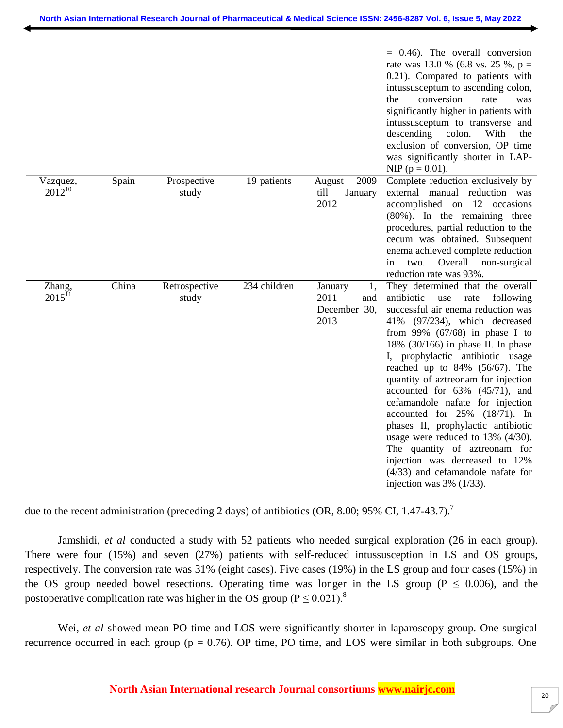| | | | | | |
|---|---|---|---|---|---|
| | | | | | = 0.46). The overall conversion rate was 13.0 % (6.8 vs. 25 %, p = 0.21). Compared to patients with intussusceptum to ascending colon, the conversion rate was significantly higher in patients with intussusceptum to transverse and descending colon. With the exclusion of conversion, OP time was significantly shorter in LAP-NIP (p = 0.01). |
| Vazquez, 2012[10] | Spain | Prospective study | 19 patients | August 2009 till January 2012 | Complete reduction exclusively by external manual reduction was accomplished on 12 occasions (80%). In the remaining three procedures, partial reduction to the cecum was obtained. Subsequent enema achieved complete reduction in two. Overall non-surgical reduction rate was 93%. |
| Zhang, 2015[11] | China | Retrospective study | 234 children | January 1, 2011 and December 30, 2013 | They determined that the overall antibiotic use rate following successful air enema reduction was 41% (97/234), which decreased from 99% (67/68) in phase I to 18% (30/166) in phase II. In phase I, prophylactic antibiotic usage reached up to 84% (56/67). The quantity of aztreonam for injection accounted for 63% (45/71), and cefamandole nafate for injection accounted for 25% (18/71). In phases II, prophylactic antibiotic usage were reduced to 13% (4/30). The quantity of aztreonam for injection was decreased to 12% (4/33) and cefamandole nafate for injection was 3% (1/33). |

due to the recent administration (preceding 2 days) of antibiotics (OR, 8.00; 95% CI, 1.47-43.7).[7]

Jamshidi, *et al* conducted a study with 52 patients who needed surgical exploration (26 in each group). There were four (15%) and seven (27%) patients with self-reduced intussusception in LS and OS groups, respectively. The conversion rate was 31% (eight cases). Five cases (19%) in the LS group and four cases (15%) in the OS group needed bowel resections. Operating time was longer in the LS group ($P \leq 0.006$), and the postoperative complication rate was higher in the OS group ($P \leq 0.021$).[8]

Wei, *et al* showed mean PO time and LOS were significantly shorter in laparoscopy group. One surgical recurrence occurred in each group (p = 0.76). OP time, PO time, and LOS were similar in both subgroups. One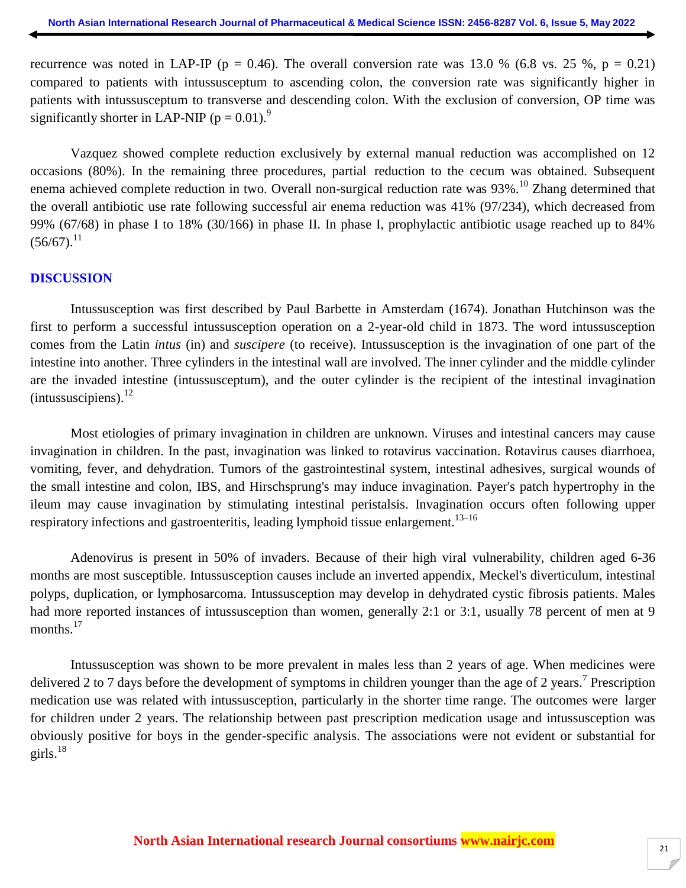recurrence was noted in LAP-IP ($p = 0.46$). The overall conversion rate was 13.0 % (6.8 vs. 25 %, $p = 0.21$) compared to patients with intussusceptum to ascending colon, the conversion rate was significantly higher in patients with intussusceptum to transverse and descending colon. With the exclusion of conversion, OP time was significantly shorter in LAP-NIP ($p = 0.01$).[9]

Vazquez showed complete reduction exclusively by external manual reduction was accomplished on 12 occasions (80%). In the remaining three procedures, partial reduction to the cecum was obtained. Subsequent enema achieved complete reduction in two. Overall non-surgical reduction rate was 93%.[10] Zhang determined that the overall antibiotic use rate following successful air enema reduction was 41% (97/234), which decreased from 99% (67/68) in phase I to 18% (30/166) in phase II. In phase I, prophylactic antibiotic usage reached up to 84% (56/67).[11]

## DISCUSSION

Intussusception was first described by Paul Barbette in Amsterdam (1674). Jonathan Hutchinson was the first to perform a successful intussusception operation on a 2-year-old child in 1873. The word intussusception comes from the Latin *intus* (in) and *suscipere* (to receive). Intussusception is the invagination of one part of the intestine into another. Three cylinders in the intestinal wall are involved. The inner cylinder and the middle cylinder are the invaded intestine (intussusceptum), and the outer cylinder is the recipient of the intestinal invagination (intussuscipiens).[12]

Most etiologies of primary invagination in children are unknown. Viruses and intestinal cancers may cause invagination in children. In the past, invagination was linked to rotavirus vaccination. Rotavirus causes diarrhoea, vomiting, fever, and dehydration. Tumors of the gastrointestinal system, intestinal adhesives, surgical wounds of the small intestine and colon, IBS, and Hirschsprung's may induce invagination. Payer's patch hypertrophy in the ileum may cause invagination by stimulating intestinal peristalsis. Invagination occurs often following upper respiratory infections and gastroenteritis, leading lymphoid tissue enlargement.[13–16]

Adenovirus is present in 50% of invaders. Because of their high viral vulnerability, children aged 6-36 months are most susceptible. Intussusception causes include an inverted appendix, Meckel's diverticulum, intestinal polyps, duplication, or lymphosarcoma. Intussusception may develop in dehydrated cystic fibrosis patients. Males had more reported instances of intussusception than women, generally 2:1 or 3:1, usually 78 percent of men at 9 months.[17]

Intussusception was shown to be more prevalent in males less than 2 years of age. When medicines were delivered 2 to 7 days before the development of symptoms in children younger than the age of 2 years.[7] Prescription medication use was related with intussusception, particularly in the shorter time range. The outcomes were larger for children under 2 years. The relationship between past prescription medication usage and intussusception was obviously positive for boys in the gender-specific analysis. The associations were not evident or substantial for girls.[18]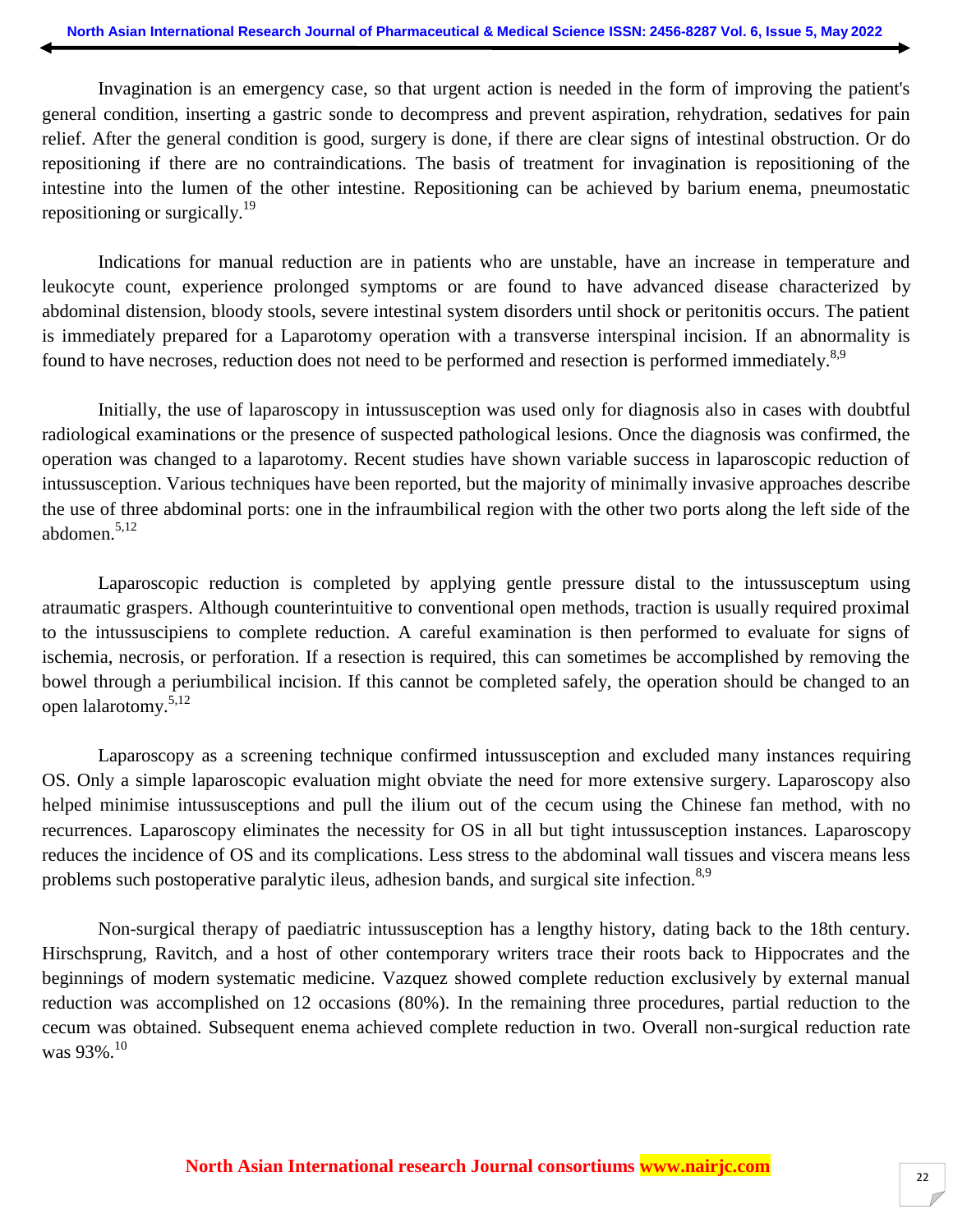Invagination is an emergency case, so that urgent action is needed in the form of improving the patient's general condition, inserting a gastric sonde to decompress and prevent aspiration, rehydration, sedatives for pain relief. After the general condition is good, surgery is done, if there are clear signs of intestinal obstruction. Or do repositioning if there are no contraindications. The basis of treatment for invagination is repositioning of the intestine into the lumen of the other intestine. Repositioning can be achieved by barium enema, pneumostatic repositioning or surgically.[19]

Indications for manual reduction are in patients who are unstable, have an increase in temperature and leukocyte count, experience prolonged symptoms or are found to have advanced disease characterized by abdominal distension, bloody stools, severe intestinal system disorders until shock or peritonitis occurs. The patient is immediately prepared for a Laparotomy operation with a transverse interspinal incision. If an abnormality is found to have necroses, reduction does not need to be performed and resection is performed immediately.[8,9]

Initially, the use of laparoscopy in intussusception was used only for diagnosis also in cases with doubtful radiological examinations or the presence of suspected pathological lesions. Once the diagnosis was confirmed, the operation was changed to a laparotomy. Recent studies have shown variable success in laparoscopic reduction of intussusception. Various techniques have been reported, but the majority of minimally invasive approaches describe the use of three abdominal ports: one in the infraumbilical region with the other two ports along the left side of the abdomen.[5,12]

Laparoscopic reduction is completed by applying gentle pressure distal to the intussusceptum using atraumatic graspers. Although counterintuitive to conventional open methods, traction is usually required proximal to the intussuscipiens to complete reduction. A careful examination is then performed to evaluate for signs of ischemia, necrosis, or perforation. If a resection is required, this can sometimes be accomplished by removing the bowel through a periumbilical incision. If this cannot be completed safely, the operation should be changed to an open lalarotomy.[5,12]

Laparoscopy as a screening technique confirmed intussusception and excluded many instances requiring OS. Only a simple laparoscopic evaluation might obviate the need for more extensive surgery. Laparoscopy also helped minimise intussusceptions and pull the ilium out of the cecum using the Chinese fan method, with no recurrences. Laparoscopy eliminates the necessity for OS in all but tight intussusception instances. Laparoscopy reduces the incidence of OS and its complications. Less stress to the abdominal wall tissues and viscera means less problems such postoperative paralytic ileus, adhesion bands, and surgical site infection.[8,9]

Non-surgical therapy of paediatric intussusception has a lengthy history, dating back to the 18th century. Hirschsprung, Ravitch, and a host of other contemporary writers trace their roots back to Hippocrates and the beginnings of modern systematic medicine. Vazquez showed complete reduction exclusively by external manual reduction was accomplished on 12 occasions (80%). In the remaining three procedures, partial reduction to the cecum was obtained. Subsequent enema achieved complete reduction in two. Overall non-surgical reduction rate was 93%.[10]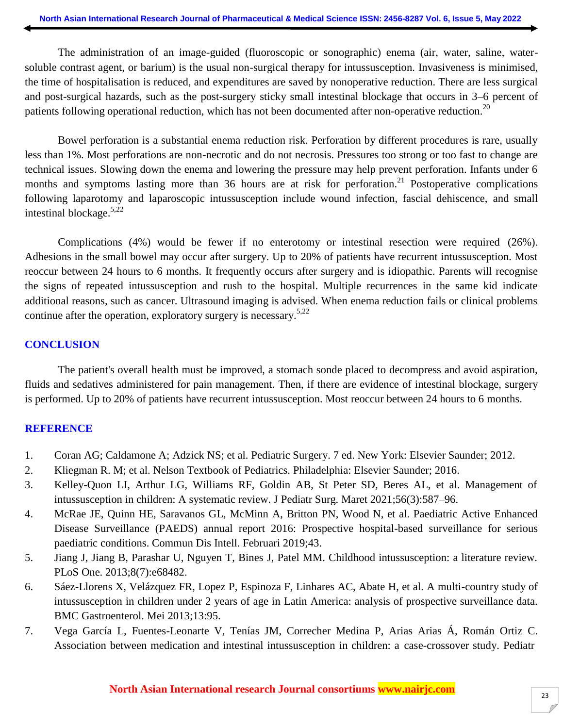The administration of an image-guided (fluoroscopic or sonographic) enema (air, water, saline, water-soluble contrast agent, or barium) is the usual non-surgical therapy for intussusception. Invasiveness is minimised, the time of hospitalisation is reduced, and expenditures are saved by nonoperative reduction. There are less surgical and post-surgical hazards, such as the post-surgery sticky small intestinal blockage that occurs in 3–6 percent of patients following operational reduction, which has not been documented after non-operative reduction.[20]

Bowel perforation is a substantial enema reduction risk. Perforation by different procedures is rare, usually less than 1%. Most perforations are non-necrotic and do not necrosis. Pressures too strong or too fast to change are technical issues. Slowing down the enema and lowering the pressure may help prevent perforation. Infants under 6 months and symptoms lasting more than 36 hours are at risk for perforation.[21] Postoperative complications following laparotomy and laparoscopic intussusception include wound infection, fascial dehiscence, and small intestinal blockage.[5,22]

Complications (4%) would be fewer if no enterotomy or intestinal resection were required (26%). Adhesions in the small bowel may occur after surgery. Up to 20% of patients have recurrent intussusception. Most reoccur between 24 hours to 6 months. It frequently occurs after surgery and is idiopathic. Parents will recognise the signs of repeated intussusception and rush to the hospital. Multiple recurrences in the same kid indicate additional reasons, such as cancer. Ultrasound imaging is advised. When enema reduction fails or clinical problems continue after the operation, exploratory surgery is necessary.[5,22]

## CONCLUSION

The patient's overall health must be improved, a stomach sonde placed to decompress and avoid aspiration, fluids and sedatives administered for pain management. Then, if there are evidence of intestinal blockage, surgery is performed. Up to 20% of patients have recurrent intussusception. Most reoccur between 24 hours to 6 months.

## REFERENCE

1. Coran AG; Caldamone A; Adzick NS; et al. Pediatric Surgery. 7 ed. New York: Elsevier Saunder; 2012.
2. Kliegman R. M; et al. Nelson Textbook of Pediatrics. Philadelphia: Elsevier Saunder; 2016.
3. Kelley-Quon LI, Arthur LG, Williams RF, Goldin AB, St Peter SD, Beres AL, et al. Management of intussusception in children: A systematic review. J Pediatr Surg. Maret 2021;56(3):587–96.
4. McRae JE, Quinn HE, Saravanos GL, McMinn A, Britton PN, Wood N, et al. Paediatric Active Enhanced Disease Surveillance (PAEDS) annual report 2016: Prospective hospital-based surveillance for serious paediatric conditions. Commun Dis Intell. Februari 2019;43.
5. Jiang J, Jiang B, Parashar U, Nguyen T, Bines J, Patel MM. Childhood intussusception: a literature review. PLoS One. 2013;8(7):e68482.
6. Sáez-Llorens X, Velázquez FR, Lopez P, Espinoza F, Linhares AC, Abate H, et al. A multi-country study of intussusception in children under 2 years of age in Latin America: analysis of prospective surveillance data. BMC Gastroenterol. Mei 2013;13:95.
7. Vega García L, Fuentes-Leonarte V, Tenías JM, Correcher Medina P, Arias Arias Á, Román Ortiz C. Association between medication and intestinal intussusception in children: a case-crossover study. Pediatr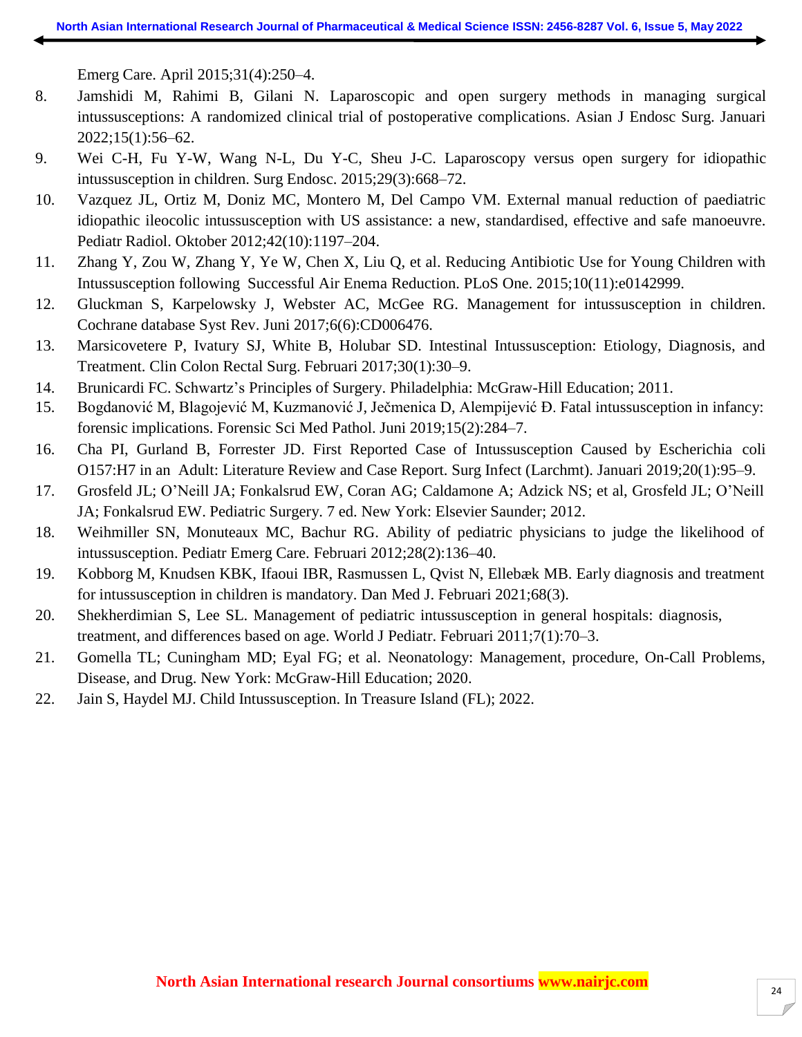Emerg Care. April 2015;31(4):250–4.

8. Jamshidi M, Rahimi B, Gilani N. Laparoscopic and open surgery methods in managing surgical intussusceptions: A randomized clinical trial of postoperative complications. Asian J Endosc Surg. Januari 2022;15(1):56–62.
9. Wei C-H, Fu Y-W, Wang N-L, Du Y-C, Sheu J-C. Laparoscopy versus open surgery for idiopathic intussusception in children. Surg Endosc. 2015;29(3):668–72.
10. Vazquez JL, Ortiz M, Doniz MC, Montero M, Del Campo VM. External manual reduction of paediatric idiopathic ileocolic intussusception with US assistance: a new, standardised, effective and safe manoeuvre. Pediatr Radiol. Oktober 2012;42(10):1197–204.
11. Zhang Y, Zou W, Zhang Y, Ye W, Chen X, Liu Q, et al. Reducing Antibiotic Use for Young Children with Intussusception following Successful Air Enema Reduction. PLoS One. 2015;10(11):e0142999.
12. Gluckman S, Karpelowsky J, Webster AC, McGee RG. Management for intussusception in children. Cochrane database Syst Rev. Juni 2017;6(6):CD006476.
13. Marsicovetere P, Ivatury SJ, White B, Holubar SD. Intestinal Intussusception: Etiology, Diagnosis, and Treatment. Clin Colon Rectal Surg. Februari 2017;30(1):30–9.
14. Brunicardi FC. Schwartz's Principles of Surgery. Philadelphia: McGraw-Hill Education; 2011.
15. Bogdanović M, Blagojević M, Kuzmanović J, Ječmenica D, Alempijević Đ. Fatal intussusception in infancy: forensic implications. Forensic Sci Med Pathol. Juni 2019;15(2):284–7.
16. Cha PI, Gurland B, Forrester JD. First Reported Case of Intussusception Caused by Escherichia coli O157:H7 in an Adult: Literature Review and Case Report. Surg Infect (Larchmt). Januari 2019;20(1):95–9.
17. Grosfeld JL; O'Neill JA; Fonkalsrud EW, Coran AG; Caldamone A; Adzick NS; et al, Grosfeld JL; O'Neill JA; Fonkalsrud EW. Pediatric Surgery. 7 ed. New York: Elsevier Saunder; 2012.
18. Weihmiller SN, Monuteaux MC, Bachur RG. Ability of pediatric physicians to judge the likelihood of intussusception. Pediatr Emerg Care. Februari 2012;28(2):136–40.
19. Kobborg M, Knudsen KBK, Ifaoui IBR, Rasmussen L, Qvist N, Ellebæk MB. Early diagnosis and treatment for intussusception in children is mandatory. Dan Med J. Februari 2021;68(3).
20. Shekherdimian S, Lee SL. Management of pediatric intussusception in general hospitals: diagnosis, treatment, and differences based on age. World J Pediatr. Februari 2011;7(1):70–3.
21. Gomella TL; Cuningham MD; Eyal FG; et al. Neonatology: Management, procedure, On-Call Problems, Disease, and Drug. New York: McGraw-Hill Education; 2020.
22. Jain S, Haydel MJ. Child Intussusception. In Treasure Island (FL); 2022.